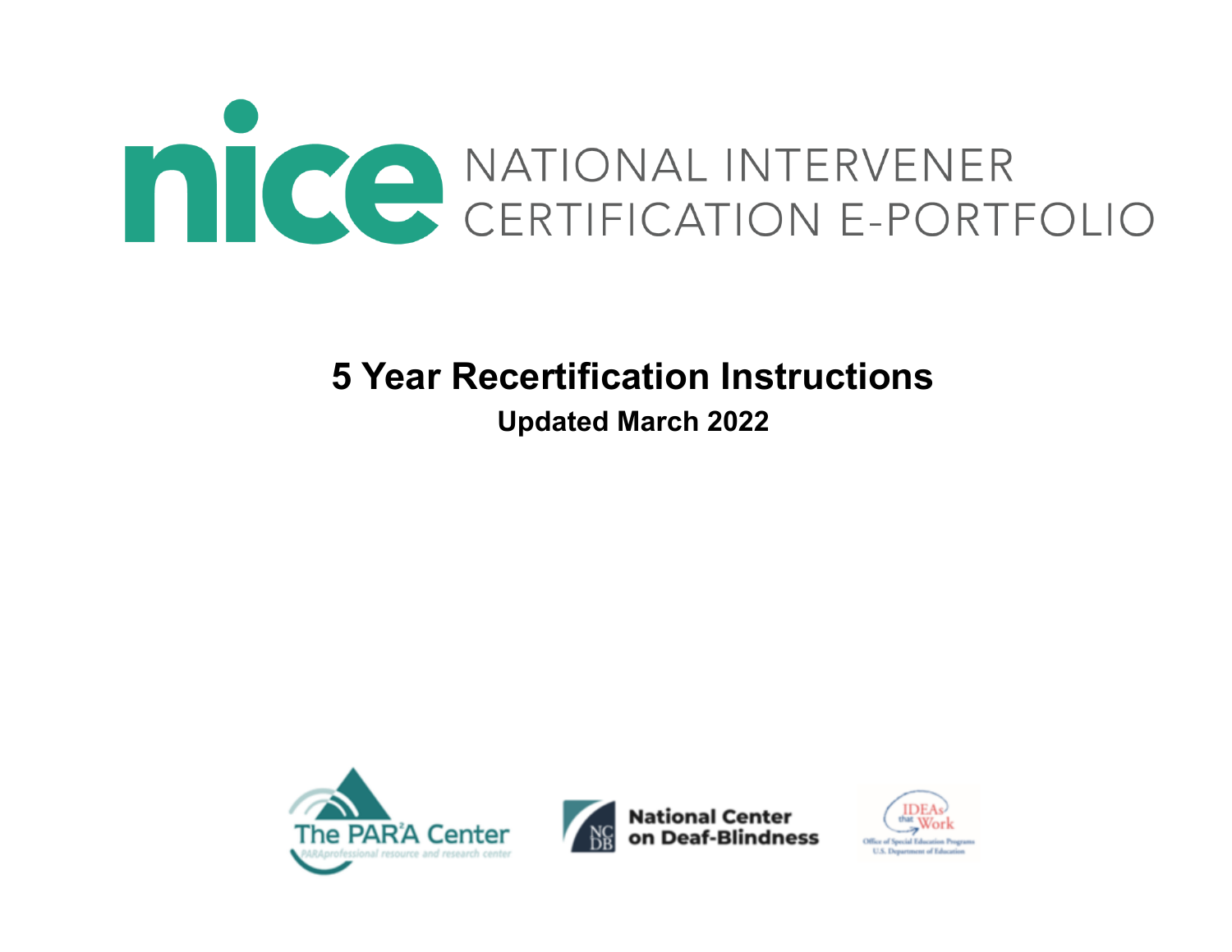# nice NATIONAL INTERVENER CERTIFICATION E-PORTFOLIO

## 5 Year Recertification Instructions

**Updated March 2022**

The PAR²A Center — PARAprofessional resource and research center

National Center on Deaf-Blindness

IDEAs that Work — Office of Special Education Programs, U.S. Department of Education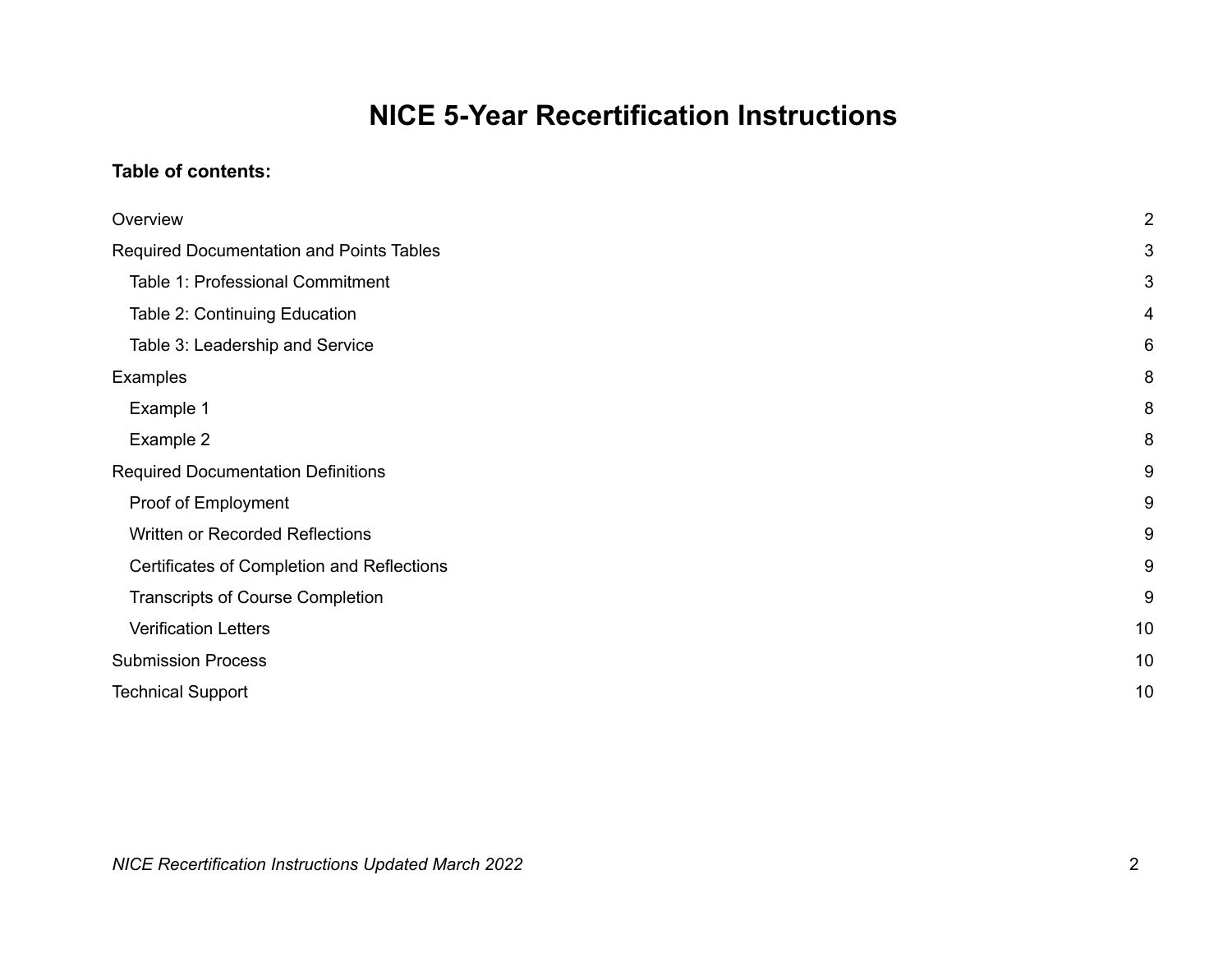# NICE 5-Year Recertification Instructions

**Table of contents:**

| | |
|---|---|
| Overview | 2 |
| Required Documentation and Points Tables | 3 |
| Table 1: Professional Commitment | 3 |
| Table 2: Continuing Education | 4 |
| Table 3: Leadership and Service | 6 |
| Examples | 8 |
| Example 1 | 8 |
| Example 2 | 8 |
| Required Documentation Definitions | 9 |
| Proof of Employment | 9 |
| Written or Recorded Reflections | 9 |
| Certificates of Completion and Reflections | 9 |
| Transcripts of Course Completion | 9 |
| Verification Letters | 10 |
| Submission Process | 10 |
| Technical Support | 10 |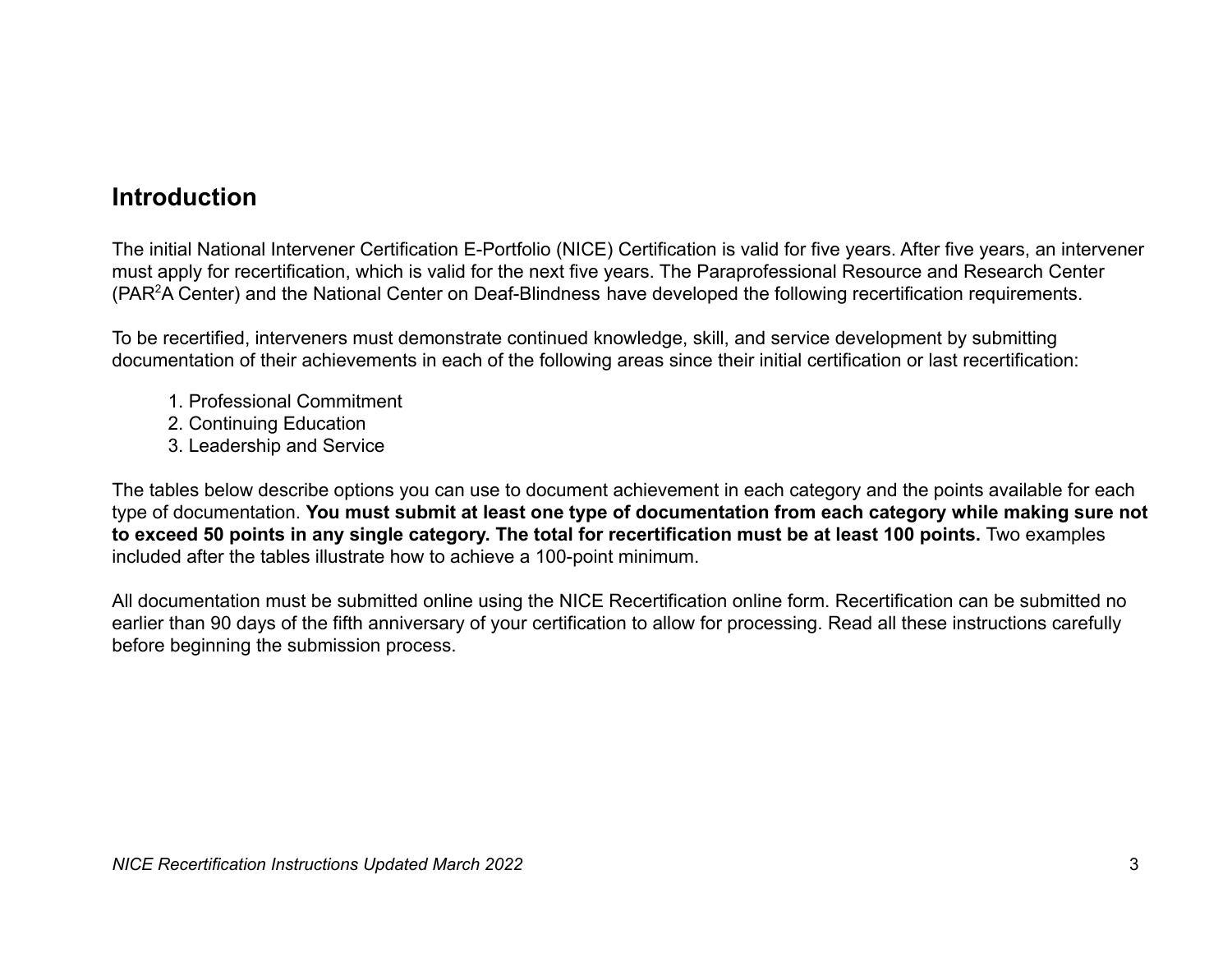## Introduction

The initial National Intervener Certification E-Portfolio (NICE) Certification is valid for five years. After five years, an intervener must apply for recertification, which is valid for the next five years. The Paraprofessional Resource and Research Center (PAR$^2$A Center) and the National Center on Deaf-Blindness have developed the following recertification requirements.

To be recertified, interveners must demonstrate continued knowledge, skill, and service development by submitting documentation of their achievements in each of the following areas since their initial certification or last recertification:

1. Professional Commitment
2. Continuing Education
3. Leadership and Service

The tables below describe options you can use to document achievement in each category and the points available for each type of documentation. **You must submit at least one type of documentation from each category while making sure not to exceed 50 points in any single category. The total for recertification must be at least 100 points.** Two examples included after the tables illustrate how to achieve a 100-point minimum.

All documentation must be submitted online using the NICE Recertification online form. Recertification can be submitted no earlier than 90 days of the fifth anniversary of your certification to allow for processing. Read all these instructions carefully before beginning the submission process.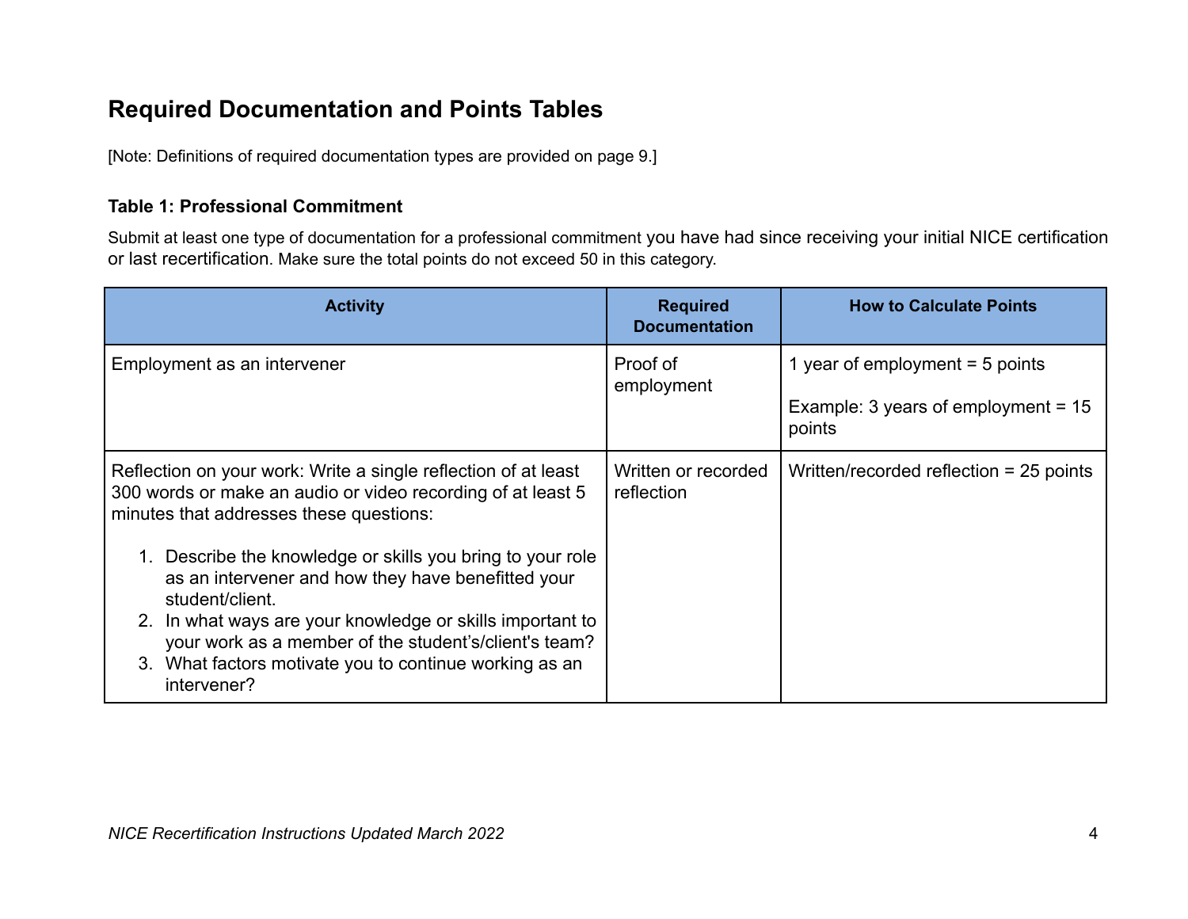## Required Documentation and Points Tables

[Note: Definitions of required documentation types are provided on page 9.]

### Table 1: Professional Commitment

Submit at least one type of documentation for a professional commitment you have had since receiving your initial NICE certification or last recertification. Make sure the total points do not exceed 50 in this category.

| Activity | Required Documentation | How to Calculate Points |
| --- | --- | --- |
| Employment as an intervener | Proof of employment | 1 year of employment = 5 points<br><br>Example: 3 years of employment = 15 points |
| Reflection on your work: Write a single reflection of at least 300 words or make an audio or video recording of at least 5 minutes that addresses these questions:<br><br>1. Describe the knowledge or skills you bring to your role as an intervener and how they have benefitted your student/client.<br>2. In what ways are your knowledge or skills important to your work as a member of the student's/client's team?<br>3. What factors motivate you to continue working as an intervener? | Written or recorded reflection | Written/recorded reflection = 25 points |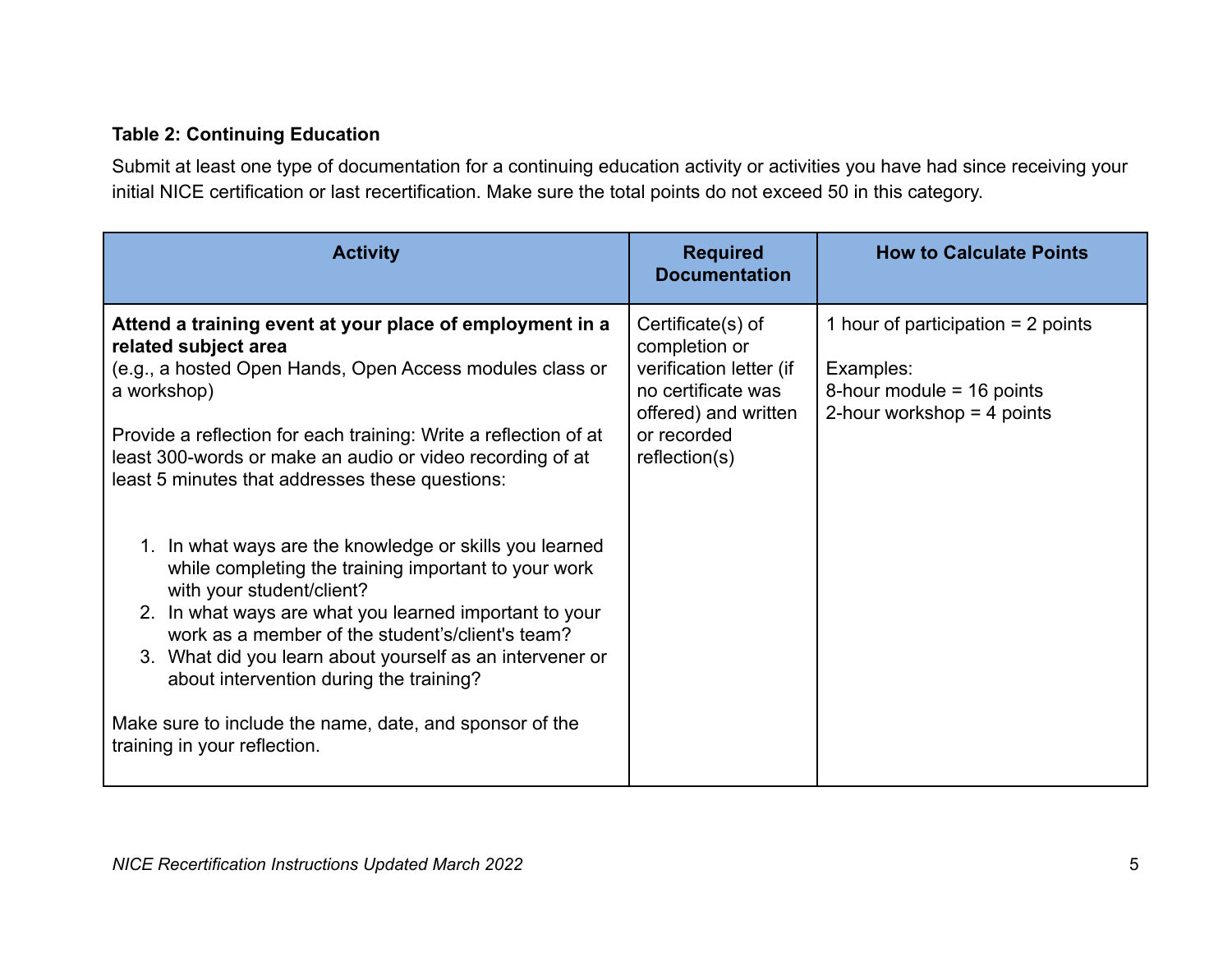**Table 2: Continuing Education**

Submit at least one type of documentation for a continuing education activity or activities you have had since receiving your initial NICE certification or last recertification. Make sure the total points do not exceed 50 in this category.

| Activity | Required Documentation | How to Calculate Points |
|---|---|---|
| **Attend a training event at your place of employment in a related subject area**<br>(e.g., a hosted Open Hands, Open Access modules class or a workshop)<br><br>Provide a reflection for each training: Write a reflection of at least 300-words or make an audio or video recording of at least 5 minutes that addresses these questions:<br><br>1. In what ways are the knowledge or skills you learned while completing the training important to your work with your student/client?<br>2. In what ways are what you learned important to your work as a member of the student's/client's team?<br>3. What did you learn about yourself as an intervener or about intervention during the training?<br><br>Make sure to include the name, date, and sponsor of the training in your reflection. | Certificate(s) of completion or verification letter (if no certificate was offered) and written or recorded reflection(s) | 1 hour of participation = 2 points<br><br>Examples:<br>8-hour module = 16 points<br>2-hour workshop = 4 points |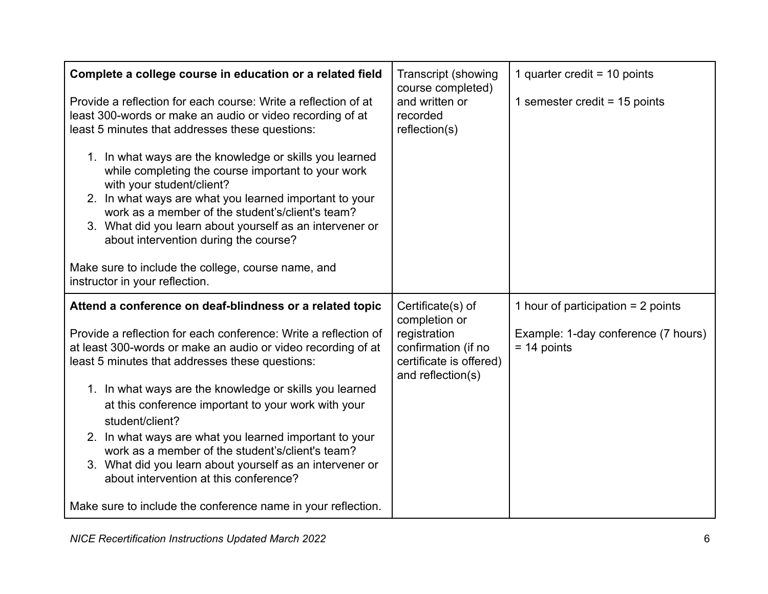| Complete a college course in education or a related field | Transcript (showing course completed) and written or recorded reflection(s) | 1 quarter credit = 10 points<br><br>1 semester credit = 15 points |
|---|---|---|
| Provide a reflection for each course: Write a reflection of at least 300-words or make an audio or video recording of at least 5 minutes that addresses these questions:<br><br>1. In what ways are the knowledge or skills you learned while completing the course important to your work with your student/client?<br>2. In what ways are what you learned important to your work as a member of the student's/client's team?<br>3. What did you learn about yourself as an intervener or about intervention during the course?<br><br>Make sure to include the college, course name, and instructor in your reflection. | | |
| **Attend a conference on deaf-blindness or a related topic**<br><br>Provide a reflection for each conference: Write a reflection of at least 300-words or make an audio or video recording of at least 5 minutes that addresses these questions:<br><br>1. In what ways are the knowledge or skills you learned at this conference important to your work with your student/client?<br>2. In what ways are what you learned important to your work as a member of the student's/client's team?<br>3. What did you learn about yourself as an intervener or about intervention at this conference?<br><br>Make sure to include the conference name in your reflection. | Certificate(s) of completion or registration confirmation (if no certificate is offered) and reflection(s) | 1 hour of participation = 2 points<br><br>Example: 1-day conference (7 hours) = 14 points |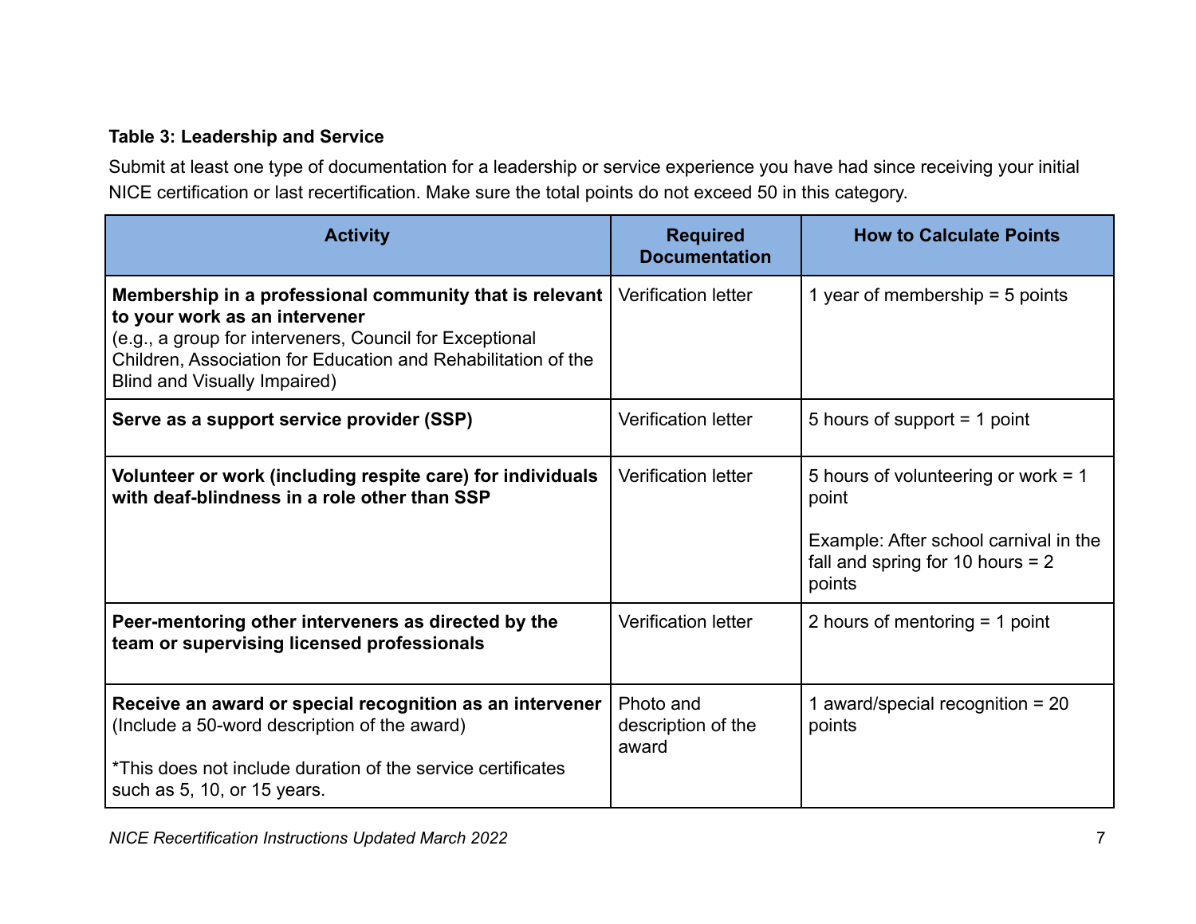**Table 3: Leadership and Service**

Submit at least one type of documentation for a leadership or service experience you have had since receiving your initial NICE certification or last recertification. Make sure the total points do not exceed 50 in this category.

| Activity | Required Documentation | How to Calculate Points |
|---|---|---|
| **Membership in a professional community that is relevant to your work as an intervener** (e.g., a group for interveners, Council for Exceptional Children, Association for Education and Rehabilitation of the Blind and Visually Impaired) | Verification letter | 1 year of membership = 5 points |
| **Serve as a support service provider (SSP)** | Verification letter | 5 hours of support = 1 point |
| **Volunteer or work (including respite care) for individuals with deaf-blindness in a role other than SSP** | Verification letter | 5 hours of volunteering or work = 1 point<br><br>Example: After school carnival in the fall and spring for 10 hours = 2 points |
| **Peer-mentoring other interveners as directed by the team or supervising licensed professionals** | Verification letter | 2 hours of mentoring = 1 point |
| **Receive an award or special recognition as an intervener** (Include a 50-word description of the award)<br><br>*This does not include duration of the service certificates such as 5, 10, or 15 years. | Photo and description of the award | 1 award/special recognition = 20 points |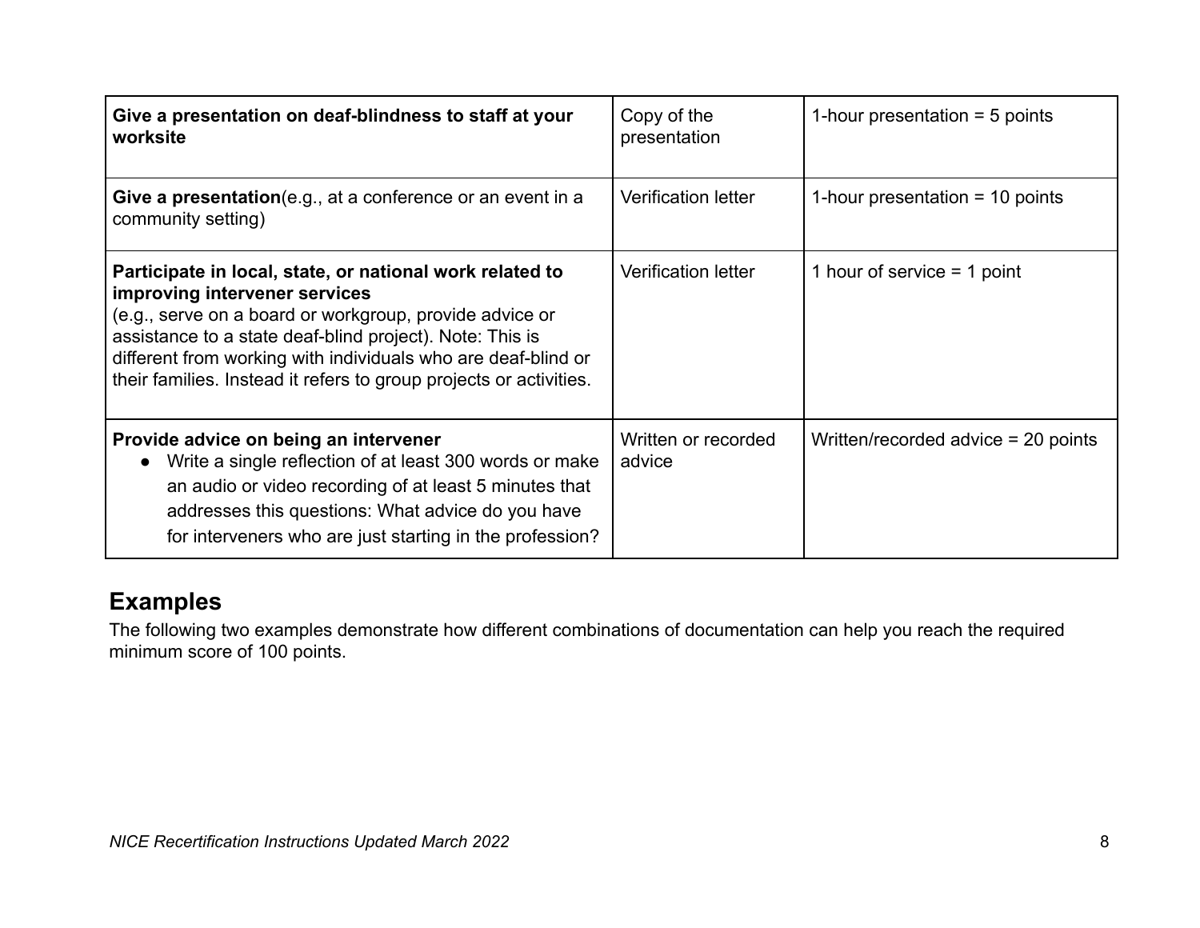| | | |
|---|---|---|
| **Give a presentation on deaf-blindness to staff at your worksite** | Copy of the presentation | 1-hour presentation = 5 points |
| **Give a presentation**(e.g., at a conference or an event in a community setting) | Verification letter | 1-hour presentation = 10 points |
| **Participate in local, state, or national work related to improving intervener services** (e.g., serve on a board or workgroup, provide advice or assistance to a state deaf-blind project). Note: This is different from working with individuals who are deaf-blind or their families. Instead it refers to group projects or activities. | Verification letter | 1 hour of service = 1 point |
| **Provide advice on being an intervener** <br>● Write a single reflection of at least 300 words or make an audio or video recording of at least 5 minutes that addresses this questions: What advice do you have for interveners who are just starting in the profession? | Written or recorded advice | Written/recorded advice = 20 points |

## Examples

The following two examples demonstrate how different combinations of documentation can help you reach the required minimum score of 100 points.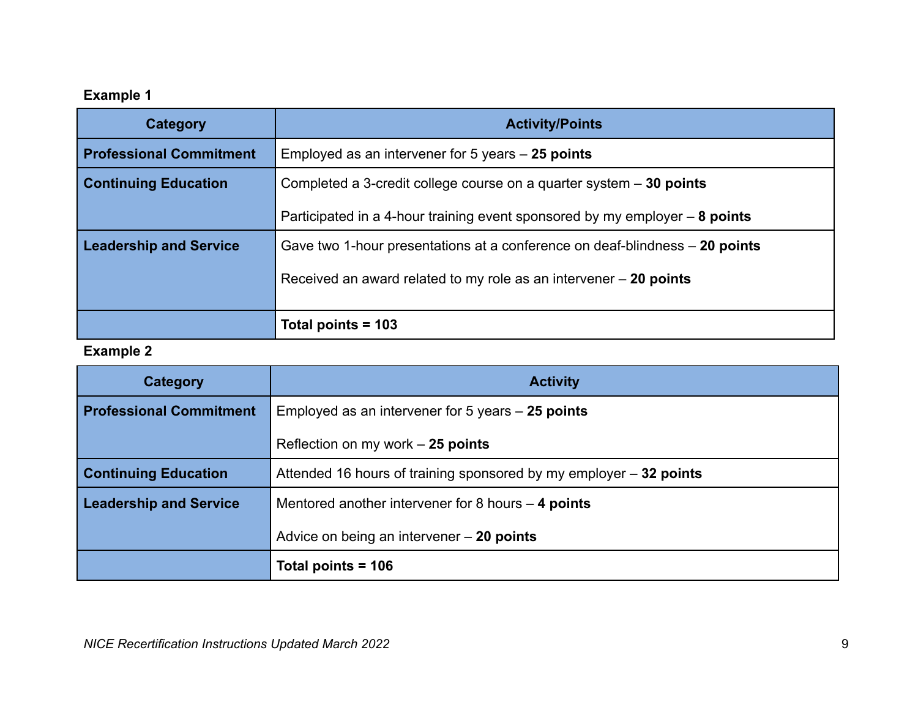**Example 1**

| Category | Activity/Points |
|---|---|
| **Professional Commitment** | Employed as an intervener for 5 years – **25 points** |
| **Continuing Education** | Completed a 3-credit college course on a quarter system – **30 points**<br><br>Participated in a 4-hour training event sponsored by my employer – **8 points** |
| **Leadership and Service** | Gave two 1-hour presentations at a conference on deaf-blindness – **20 points**<br><br>Received an award related to my role as an intervener – **20 points** |
| | **Total points = 103** |

**Example 2**

| Category | Activity |
|---|---|
| **Professional Commitment** | Employed as an intervener for 5 years – **25 points**<br><br>Reflection on my work – **25 points** |
| **Continuing Education** | Attended 16 hours of training sponsored by my employer – **32 points** |
| **Leadership and Service** | Mentored another intervener for 8 hours – **4 points**<br><br>Advice on being an intervener – **20 points** |
| | **Total points = 106** |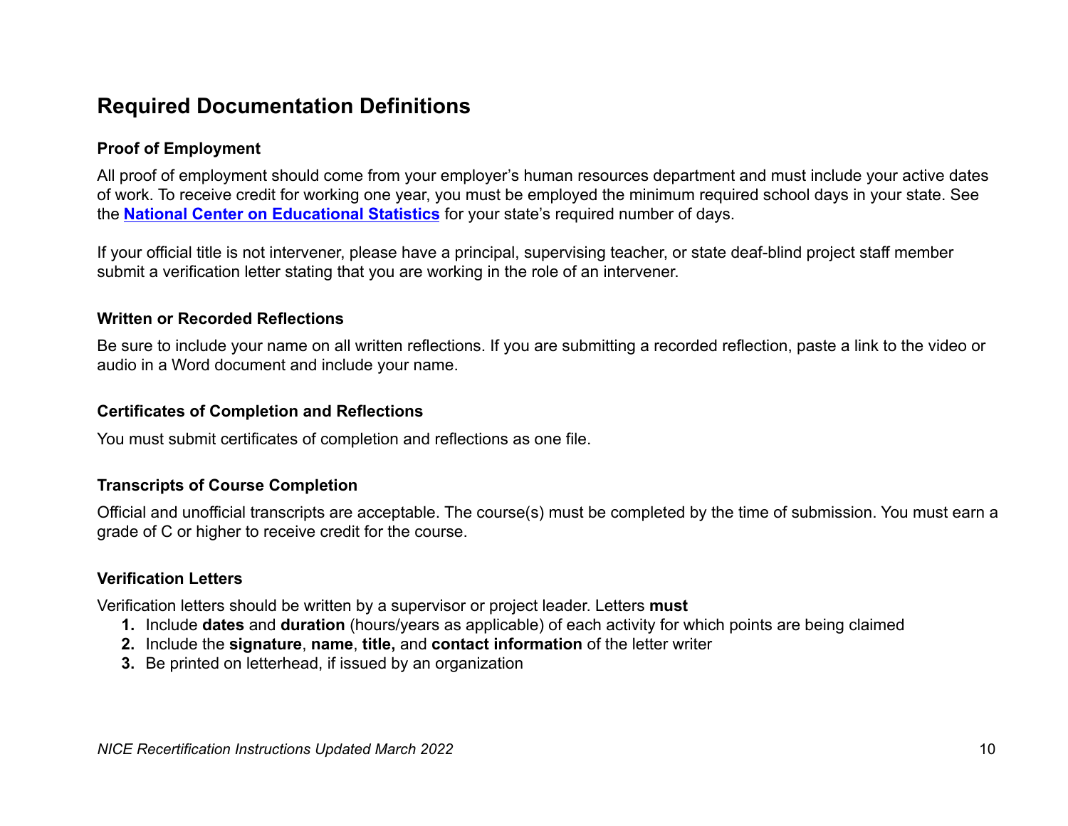## Required Documentation Definitions

### Proof of Employment

All proof of employment should come from your employer's human resources department and must include your active dates of work. To receive credit for working one year, you must be employed the minimum required school days in your state. See the **National Center on Educational Statistics** for your state's required number of days.

If your official title is not intervener, please have a principal, supervising teacher, or state deaf-blind project staff member submit a verification letter stating that you are working in the role of an intervener.

### Written or Recorded Reflections

Be sure to include your name on all written reflections. If you are submitting a recorded reflection, paste a link to the video or audio in a Word document and include your name.

### Certificates of Completion and Reflections

You must submit certificates of completion and reflections as one file.

### Transcripts of Course Completion

Official and unofficial transcripts are acceptable. The course(s) must be completed by the time of submission. You must earn a grade of C or higher to receive credit for the course.

### Verification Letters

Verification letters should be written by a supervisor or project leader. Letters **must**

1. Include **dates** and **duration** (hours/years as applicable) of each activity for which points are being claimed
2. Include the **signature**, **name**, **title,** and **contact information** of the letter writer
3. Be printed on letterhead, if issued by an organization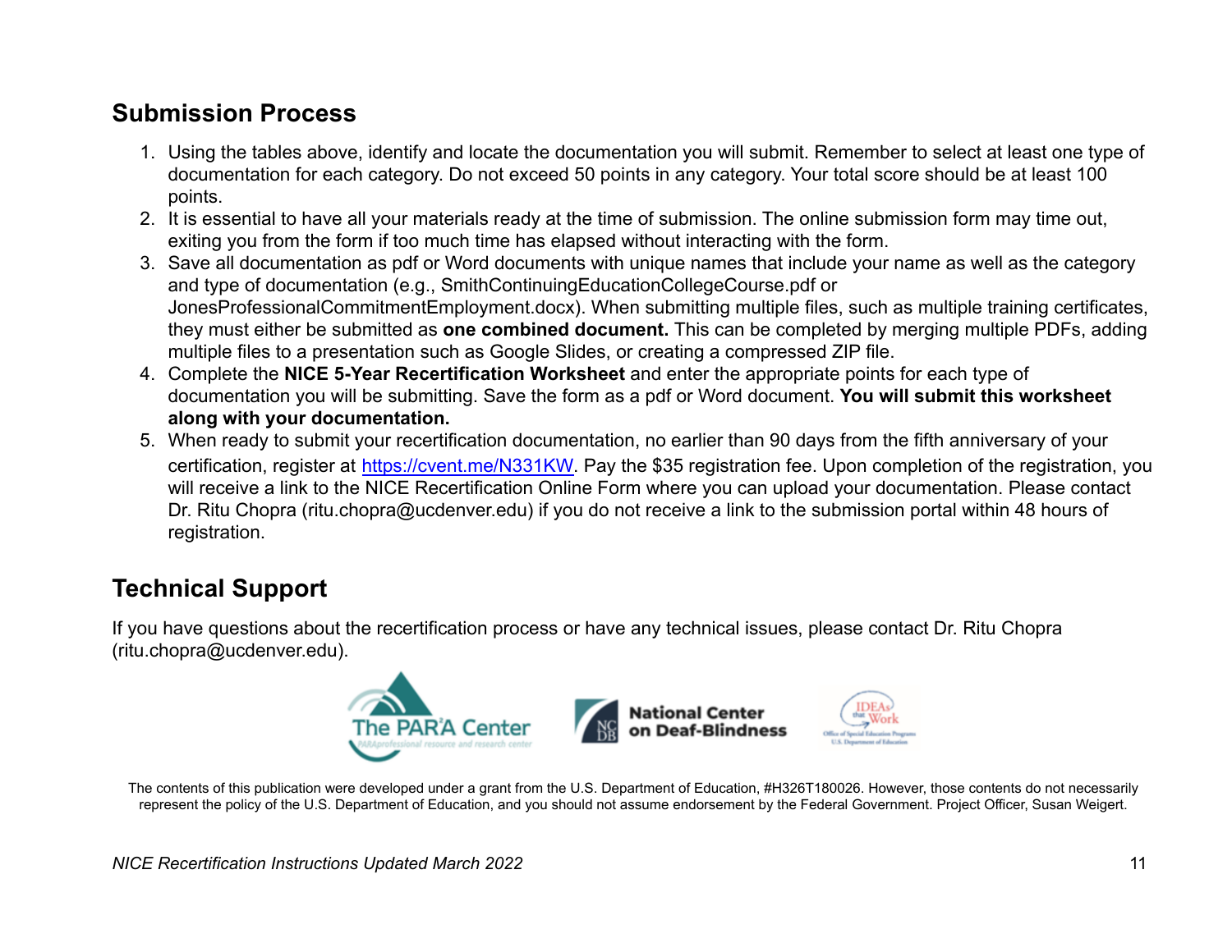## Submission Process

1. Using the tables above, identify and locate the documentation you will submit. Remember to select at least one type of documentation for each category. Do not exceed 50 points in any category. Your total score should be at least 100 points.
2. It is essential to have all your materials ready at the time of submission. The online submission form may time out, exiting you from the form if too much time has elapsed without interacting with the form.
3. Save all documentation as pdf or Word documents with unique names that include your name as well as the category and type of documentation (e.g., SmithContinuingEducationCollegeCourse.pdf or JonesProfessionalCommitmentEmployment.docx). When submitting multiple files, such as multiple training certificates, they must either be submitted as **one combined document.** This can be completed by merging multiple PDFs, adding multiple files to a presentation such as Google Slides, or creating a compressed ZIP file.
4. Complete the **NICE 5-Year Recertification Worksheet** and enter the appropriate points for each type of documentation you will be submitting. Save the form as a pdf or Word document. **You will submit this worksheet along with your documentation.**
5. When ready to submit your recertification documentation, no earlier than 90 days from the fifth anniversary of your certification, register at [https://cvent.me/N331KW](https://cvent.me/N331KW). Pay the $35 registration fee. Upon completion of the registration, you will receive a link to the NICE Recertification Online Form where you can upload your documentation. Please contact Dr. Ritu Chopra (ritu.chopra@ucdenver.edu) if you do not receive a link to the submission portal within 48 hours of registration.

## Technical Support

If you have questions about the recertification process or have any technical issues, please contact Dr. Ritu Chopra (ritu.chopra@ucdenver.edu).

The PAR²A Center — PARAprofessional resource and research center

National Center on Deaf-Blindness

IDEAs that Work — Office of Special Education Programs, U.S. Department of Education

The contents of this publication were developed under a grant from the U.S. Department of Education, #H326T180026. However, those contents do not necessarily represent the policy of the U.S. Department of Education, and you should not assume endorsement by the Federal Government. Project Officer, Susan Weigert.